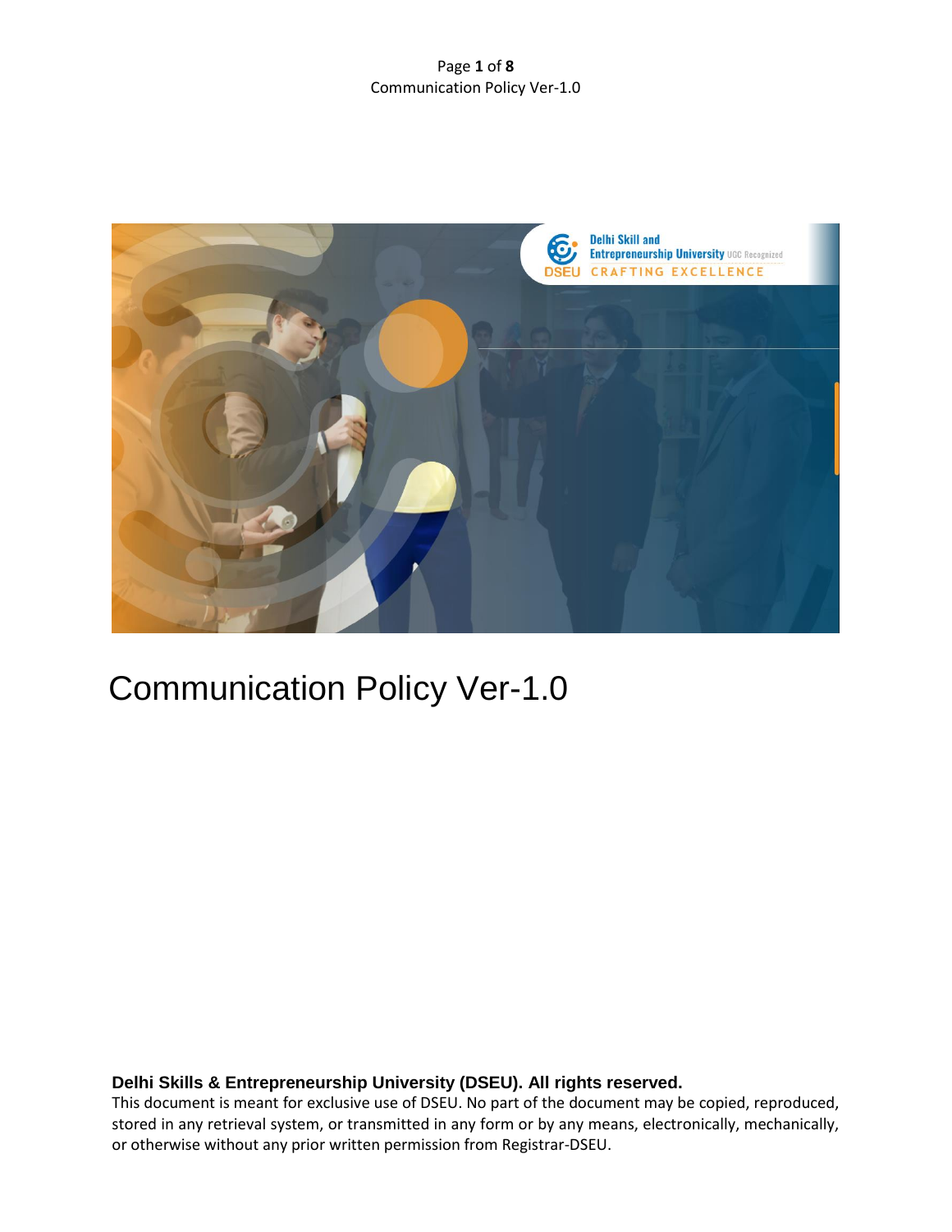# Communication Policy Ver-1.0

**Delhi Skills & Entrepreneurship University (DSEU). All rights reserved.**

This document is meant for exclusive use of DSEU. No part of the document may be copied, reproduced, stored in any retrieval system, or transmitted in any form or by any means, electronically, mechanically, or otherwise without any prior written permission from Registrar-DSEU.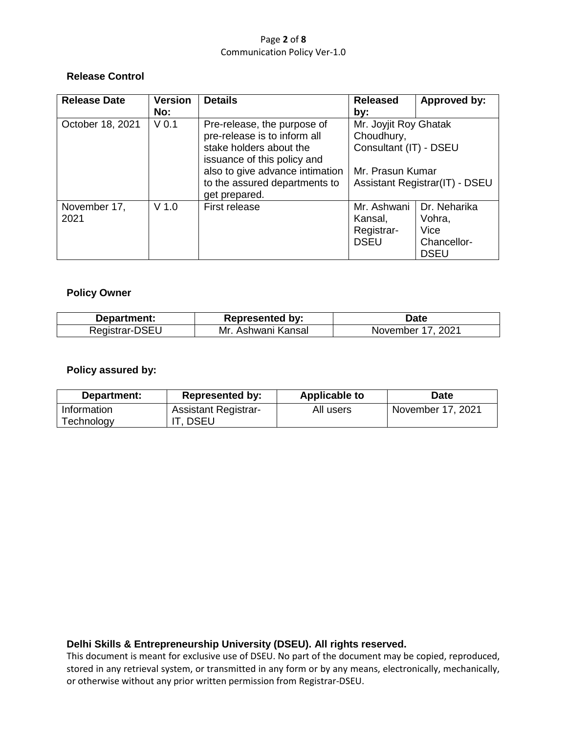**Release Control**

| Release Date | Version No: | Details | Released by: | Approved by: |
|---|---|---|---|---|
| October 18, 2021 | V 0.1 | Pre-release, the purpose of pre-release is to inform all stake holders about the issuance of this policy and also to give advance intimation to the assured departments to get prepared. | Mr. Joyjit Roy Ghatak Choudhury, Consultant (IT) - DSEU<br><br>Mr. Prasun Kumar Assistant Registrar(IT) - DSEU | |
| November 17, 2021 | V 1.0 | First release | Mr. Ashwani Kansal, Registrar-DSEU | Dr. Neharika Vohra, Vice Chancellor-DSEU |

**Policy Owner**

| Department: | Represented by: | Date |
|---|---|---|
| Registrar-DSEU | Mr. Ashwani Kansal | November 17, 2021 |

**Policy assured by:**

| Department: | Represented by: | Applicable to | Date |
|---|---|---|---|
| Information Technology | Assistant Registrar-IT, DSEU | All users | November 17, 2021 |

**Delhi Skills & Entrepreneurship University (DSEU). All rights reserved.**

This document is meant for exclusive use of DSEU. No part of the document may be copied, reproduced, stored in any retrieval system, or transmitted in any form or by any means, electronically, mechanically, or otherwise without any prior written permission from Registrar-DSEU.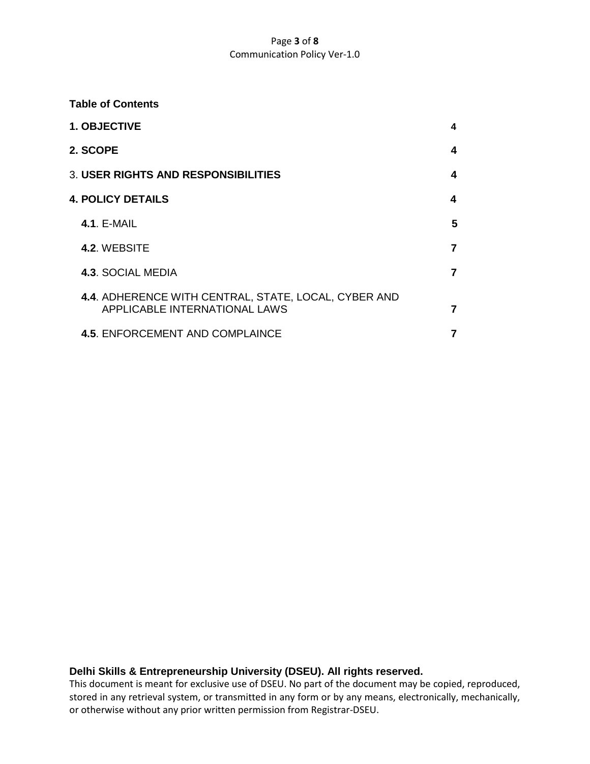**Table of Contents**

| | |
|---|---|
| **1. OBJECTIVE** | 4 |
| **2. SCOPE** | 4 |
| 3. **USER RIGHTS AND RESPONSIBILITIES** | 4 |
| **4. POLICY DETAILS** | 4 |
| **4.1**. E-MAIL | 5 |
| **4.2**. WEBSITE | 7 |
| **4.3**. SOCIAL MEDIA | 7 |
| **4.4**. ADHERENCE WITH CENTRAL, STATE, LOCAL, CYBER AND APPLICABLE INTERNATIONAL LAWS | 7 |
| **4.5**. ENFORCEMENT AND COMPLAINCE | 7 |

**Delhi Skills & Entrepreneurship University (DSEU). All rights reserved.**
This document is meant for exclusive use of DSEU. No part of the document may be copied, reproduced, stored in any retrieval system, or transmitted in any form or by any means, electronically, mechanically, or otherwise without any prior written permission from Registrar-DSEU.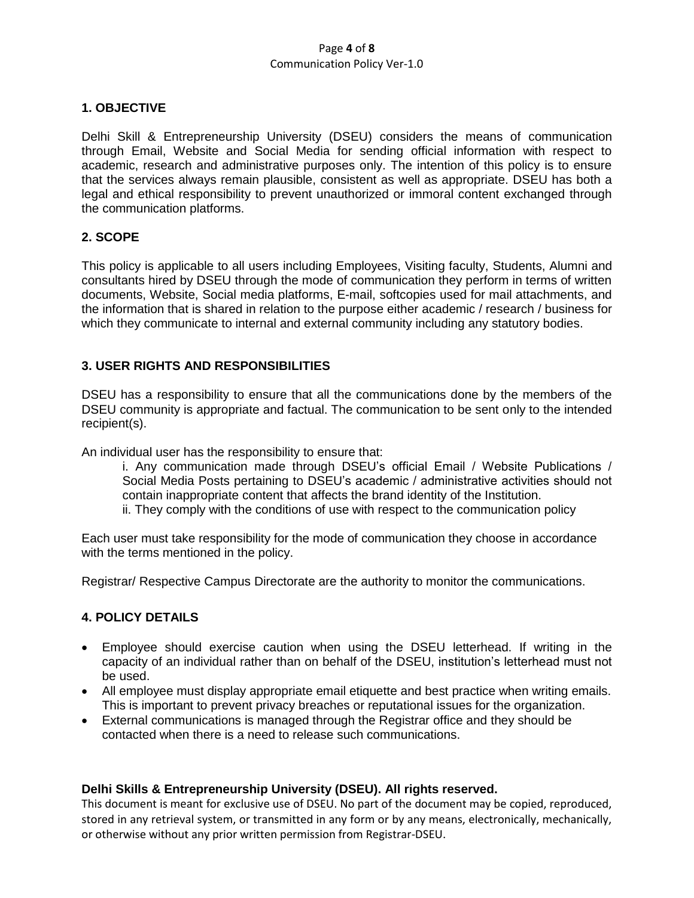## 1. OBJECTIVE

Delhi Skill & Entrepreneurship University (DSEU) considers the means of communication through Email, Website and Social Media for sending official information with respect to academic, research and administrative purposes only. The intention of this policy is to ensure that the services always remain plausible, consistent as well as appropriate. DSEU has both a legal and ethical responsibility to prevent unauthorized or immoral content exchanged through the communication platforms.

## 2. SCOPE

This policy is applicable to all users including Employees, Visiting faculty, Students, Alumni and consultants hired by DSEU through the mode of communication they perform in terms of written documents, Website, Social media platforms, E-mail, softcopies used for mail attachments, and the information that is shared in relation to the purpose either academic / research / business for which they communicate to internal and external community including any statutory bodies.

## 3. USER RIGHTS AND RESPONSIBILITIES

DSEU has a responsibility to ensure that all the communications done by the members of the DSEU community is appropriate and factual. The communication to be sent only to the intended recipient(s).

An individual user has the responsibility to ensure that:

i. Any communication made through DSEU's official Email / Website Publications / Social Media Posts pertaining to DSEU's academic / administrative activities should not contain inappropriate content that affects the brand identity of the Institution.

ii. They comply with the conditions of use with respect to the communication policy

Each user must take responsibility for the mode of communication they choose in accordance with the terms mentioned in the policy.

Registrar/ Respective Campus Directorate are the authority to monitor the communications.

## 4. POLICY DETAILS

- Employee should exercise caution when using the DSEU letterhead. If writing in the capacity of an individual rather than on behalf of the DSEU, institution's letterhead must not be used.
- All employee must display appropriate email etiquette and best practice when writing emails. This is important to prevent privacy breaches or reputational issues for the organization.
- External communications is managed through the Registrar office and they should be contacted when there is a need to release such communications.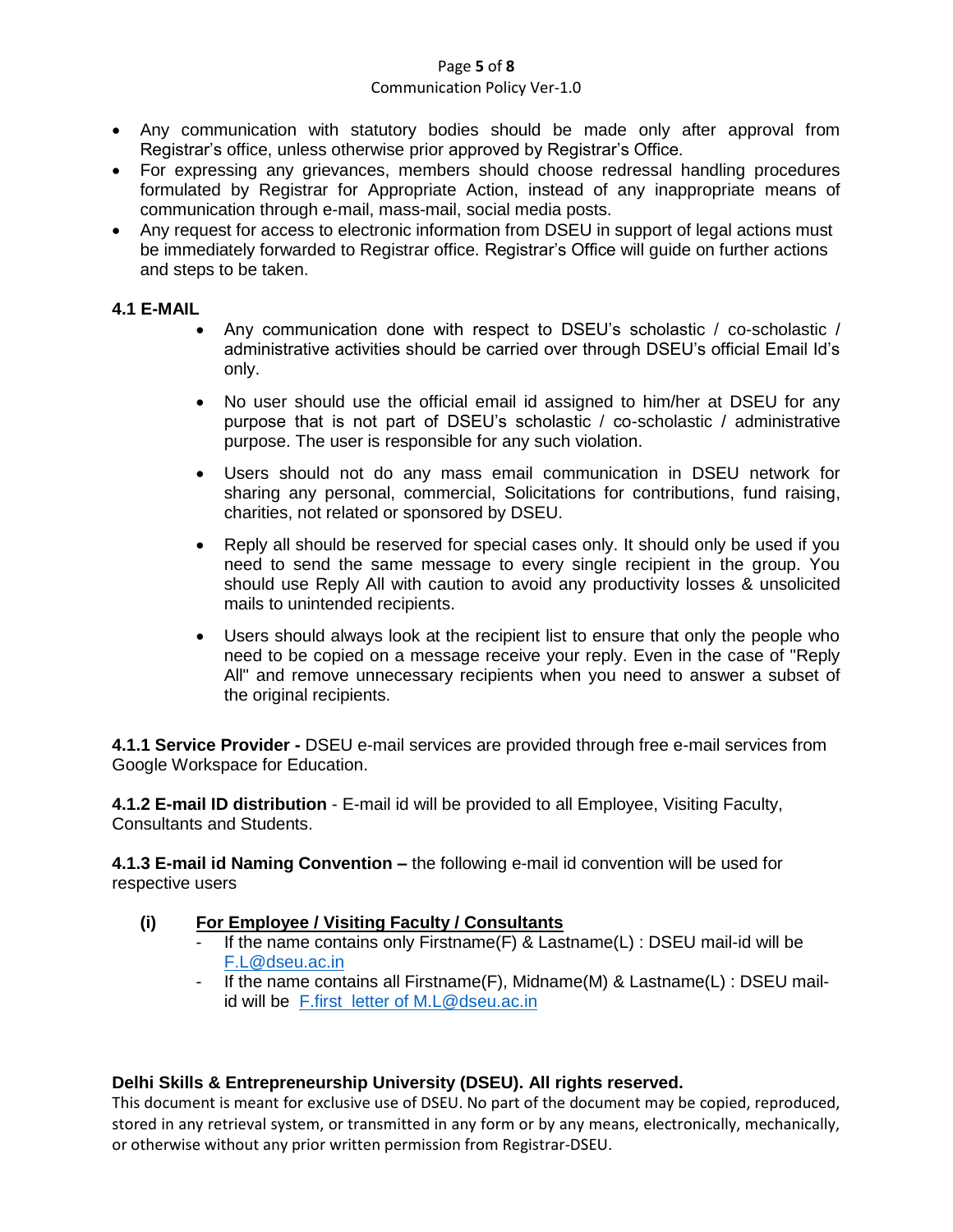- Any communication with statutory bodies should be made only after approval from Registrar's office, unless otherwise prior approved by Registrar's Office.
- For expressing any grievances, members should choose redressal handling procedures formulated by Registrar for Appropriate Action, instead of any inappropriate means of communication through e-mail, mass-mail, social media posts.
- Any request for access to electronic information from DSEU in support of legal actions must be immediately forwarded to Registrar office. Registrar's Office will guide on further actions and steps to be taken.

### 4.1 E-MAIL

- Any communication done with respect to DSEU's scholastic / co-scholastic / administrative activities should be carried over through DSEU's official Email Id's only.
- No user should use the official email id assigned to him/her at DSEU for any purpose that is not part of DSEU's scholastic / co-scholastic / administrative purpose. The user is responsible for any such violation.
- Users should not do any mass email communication in DSEU network for sharing any personal, commercial, Solicitations for contributions, fund raising, charities, not related or sponsored by DSEU.
- Reply all should be reserved for special cases only. It should only be used if you need to send the same message to every single recipient in the group. You should use Reply All with caution to avoid any productivity losses & unsolicited mails to unintended recipients.
- Users should always look at the recipient list to ensure that only the people who need to be copied on a message receive your reply. Even in the case of "Reply All" and remove unnecessary recipients when you need to answer a subset of the original recipients.

**4.1.1 Service Provider -** DSEU e-mail services are provided through free e-mail services from Google Workspace for Education.

**4.1.2 E-mail ID distribution** - E-mail id will be provided to all Employee, Visiting Faculty, Consultants and Students.

**4.1.3 E-mail id Naming Convention –** the following e-mail id convention will be used for respective users

**(i) <u>For Employee / Visiting Faculty / Consultants</u>**

- If the name contains only Firstname(F) & Lastname(L) : DSEU mail-id will be F.L@dseu.ac.in
- If the name contains all Firstname(F), Midname(M) & Lastname(L) : DSEU mail-id will be F.first letter of M.L@dseu.ac.in

**Delhi Skills & Entrepreneurship University (DSEU). All rights reserved.**
This document is meant for exclusive use of DSEU. No part of the document may be copied, reproduced, stored in any retrieval system, or transmitted in any form or by any means, electronically, mechanically, or otherwise without any prior written permission from Registrar-DSEU.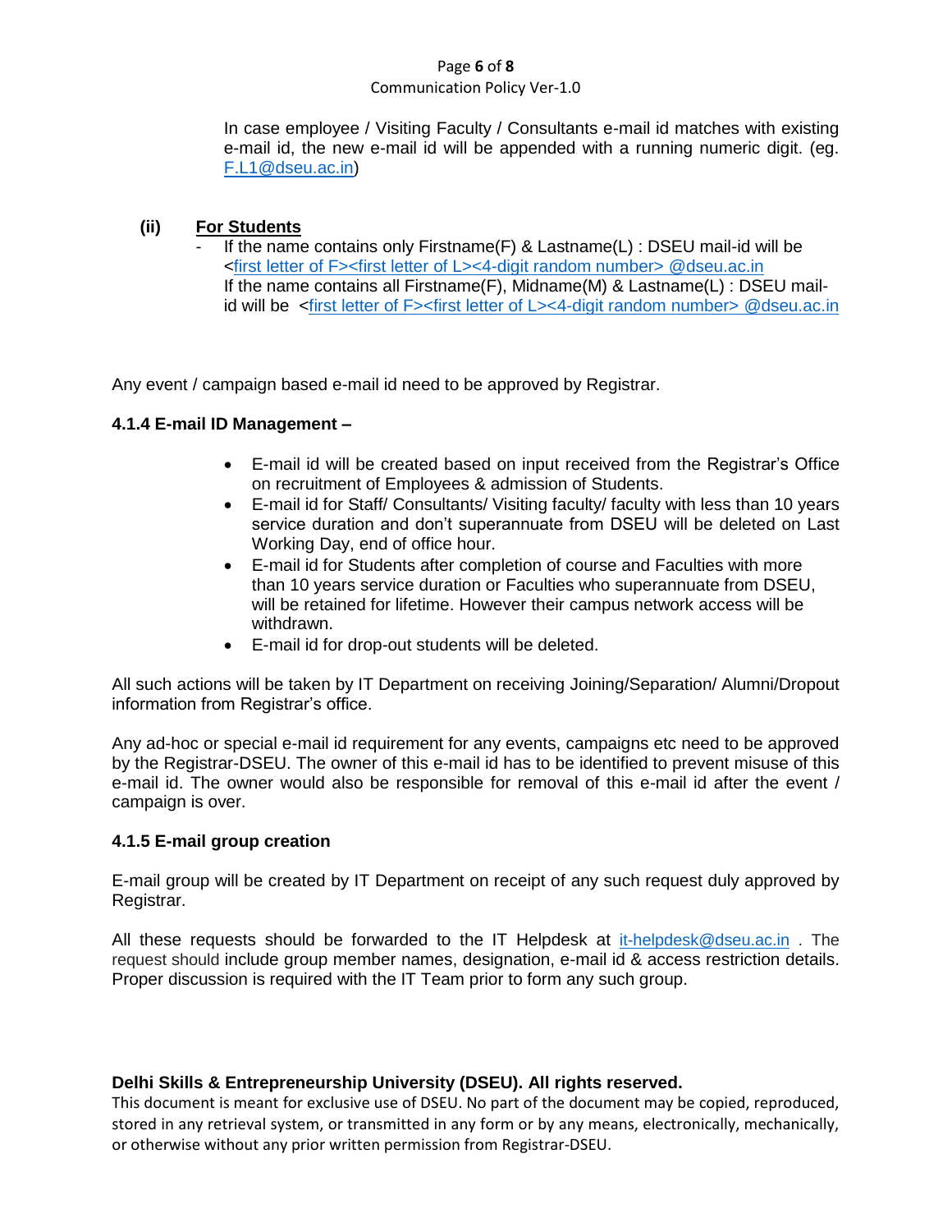In case employee / Visiting Faculty / Consultants e-mail id matches with existing e-mail id, the new e-mail id will be appended with a running numeric digit. (eg. F.L1@dseu.ac.in)

**(ii) For Students**

- If the name contains only Firstname(F) & Lastname(L) : DSEU mail-id will be <first letter of F><first letter of L><4-digit random number> @dseu.ac.in
  If the name contains all Firstname(F), Midname(M) & Lastname(L) : DSEU mail-id will be <first letter of F><first letter of L><4-digit random number> @dseu.ac.in

Any event / campaign based e-mail id need to be approved by Registrar.

### 4.1.4 E-mail ID Management –

- E-mail id will be created based on input received from the Registrar's Office on recruitment of Employees & admission of Students.
- E-mail id for Staff/ Consultants/ Visiting faculty/ faculty with less than 10 years service duration and don't superannuate from DSEU will be deleted on Last Working Day, end of office hour.
- E-mail id for Students after completion of course and Faculties with more than 10 years service duration or Faculties who superannuate from DSEU, will be retained for lifetime. However their campus network access will be withdrawn.
- E-mail id for drop-out students will be deleted.

All such actions will be taken by IT Department on receiving Joining/Separation/ Alumni/Dropout information from Registrar's office.

Any ad-hoc or special e-mail id requirement for any events, campaigns etc need to be approved by the Registrar-DSEU. The owner of this e-mail id has to be identified to prevent misuse of this e-mail id. The owner would also be responsible for removal of this e-mail id after the event / campaign is over.

### 4.1.5 E-mail group creation

E-mail group will be created by IT Department on receipt of any such request duly approved by Registrar.

All these requests should be forwarded to the IT Helpdesk at it-helpdesk@dseu.ac.in . The request should include group member names, designation, e-mail id & access restriction details. Proper discussion is required with the IT Team prior to form any such group.

**Delhi Skills & Entrepreneurship University (DSEU). All rights reserved.**
This document is meant for exclusive use of DSEU. No part of the document may be copied, reproduced, stored in any retrieval system, or transmitted in any form or by any means, electronically, mechanically, or otherwise without any prior written permission from Registrar-DSEU.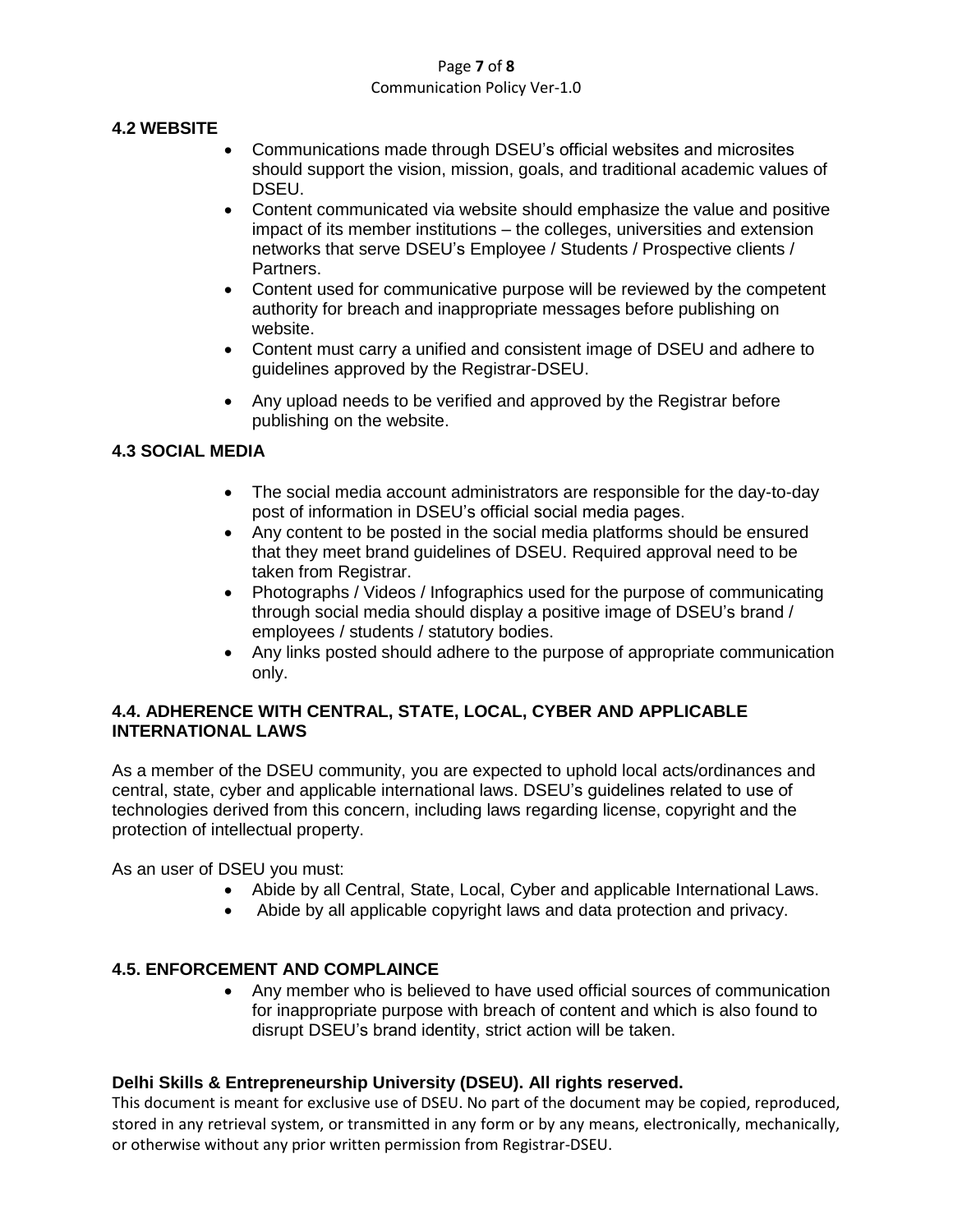## 4.2 WEBSITE

- Communications made through DSEU's official websites and microsites should support the vision, mission, goals, and traditional academic values of DSEU.
- Content communicated via website should emphasize the value and positive impact of its member institutions – the colleges, universities and extension networks that serve DSEU's Employee / Students / Prospective clients / Partners.
- Content used for communicative purpose will be reviewed by the competent authority for breach and inappropriate messages before publishing on website.
- Content must carry a unified and consistent image of DSEU and adhere to guidelines approved by the Registrar-DSEU.
- Any upload needs to be verified and approved by the Registrar before publishing on the website.

## 4.3 SOCIAL MEDIA

- The social media account administrators are responsible for the day-to-day post of information in DSEU's official social media pages.
- Any content to be posted in the social media platforms should be ensured that they meet brand guidelines of DSEU. Required approval need to be taken from Registrar.
- Photographs / Videos / Infographics used for the purpose of communicating through social media should display a positive image of DSEU's brand / employees / students / statutory bodies.
- Any links posted should adhere to the purpose of appropriate communication only.

## 4.4. ADHERENCE WITH CENTRAL, STATE, LOCAL, CYBER AND APPLICABLE INTERNATIONAL LAWS

As a member of the DSEU community, you are expected to uphold local acts/ordinances and central, state, cyber and applicable international laws. DSEU's guidelines related to use of technologies derived from this concern, including laws regarding license, copyright and the protection of intellectual property.

As an user of DSEU you must:

- Abide by all Central, State, Local, Cyber and applicable International Laws.
- Abide by all applicable copyright laws and data protection and privacy.

## 4.5. ENFORCEMENT AND COMPLAINCE

- Any member who is believed to have used official sources of communication for inappropriate purpose with breach of content and which is also found to disrupt DSEU's brand identity, strict action will be taken.

**Delhi Skills & Entrepreneurship University (DSEU). All rights reserved.**

This document is meant for exclusive use of DSEU. No part of the document may be copied, reproduced, stored in any retrieval system, or transmitted in any form or by any means, electronically, mechanically, or otherwise without any prior written permission from Registrar-DSEU.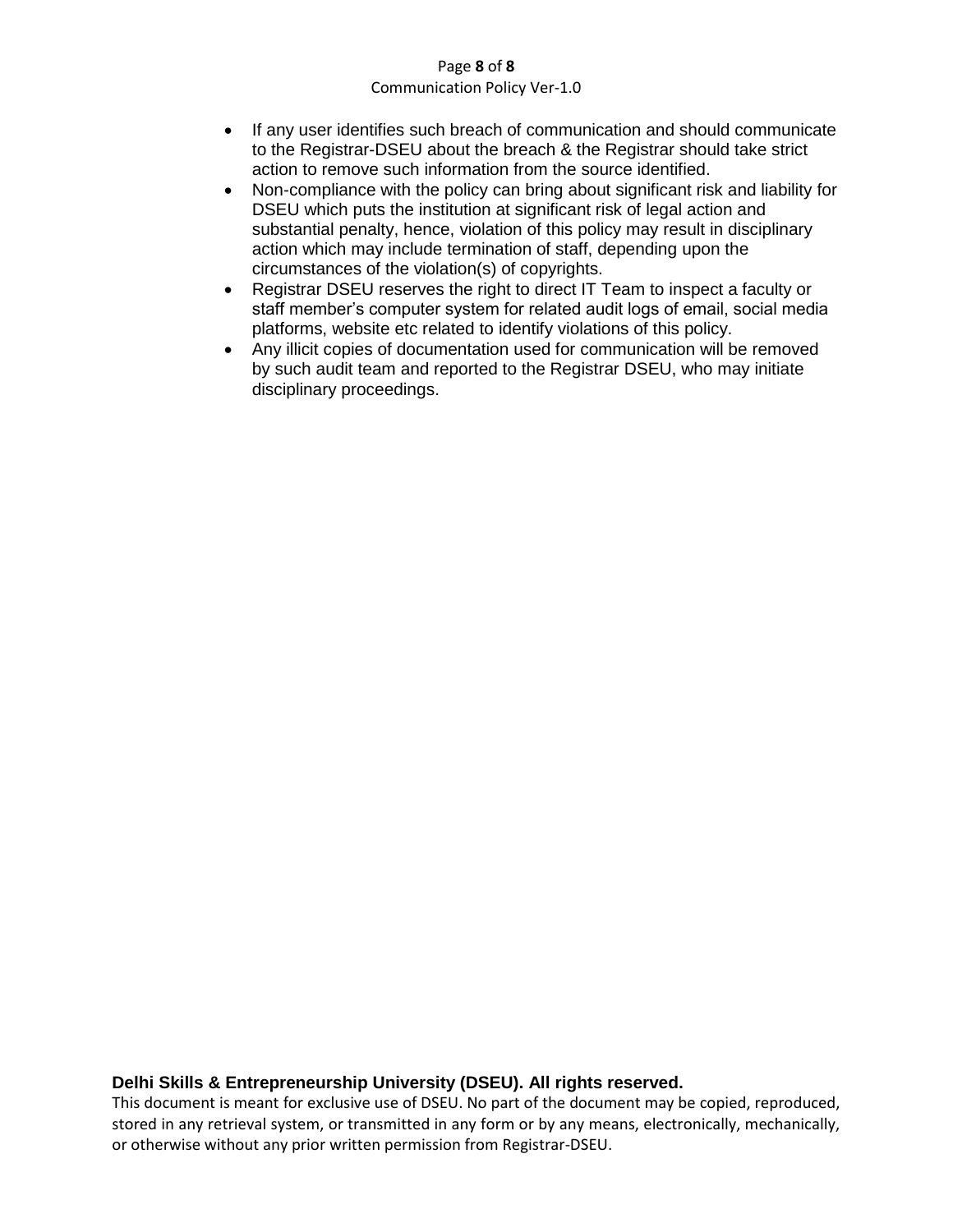- If any user identifies such breach of communication and should communicate to the Registrar-DSEU about the breach & the Registrar should take strict action to remove such information from the source identified.
- Non-compliance with the policy can bring about significant risk and liability for DSEU which puts the institution at significant risk of legal action and substantial penalty, hence, violation of this policy may result in disciplinary action which may include termination of staff, depending upon the circumstances of the violation(s) of copyrights.
- Registrar DSEU reserves the right to direct IT Team to inspect a faculty or staff member's computer system for related audit logs of email, social media platforms, website etc related to identify violations of this policy.
- Any illicit copies of documentation used for communication will be removed by such audit team and reported to the Registrar DSEU, who may initiate disciplinary proceedings.

**Delhi Skills & Entrepreneurship University (DSEU). All rights reserved.**

This document is meant for exclusive use of DSEU. No part of the document may be copied, reproduced, stored in any retrieval system, or transmitted in any form or by any means, electronically, mechanically, or otherwise without any prior written permission from Registrar-DSEU.